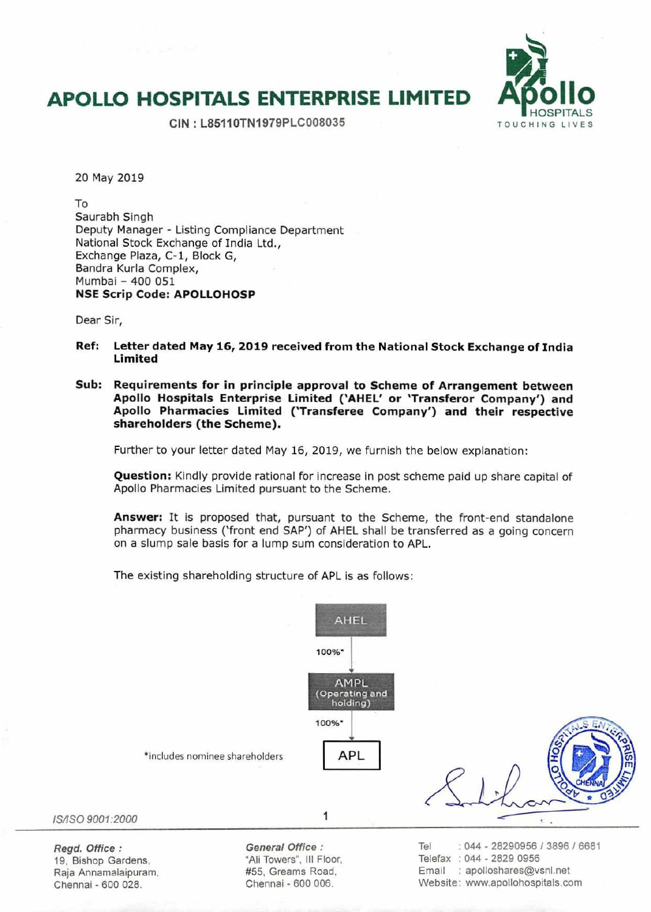# APOLLO HOSPITALS ENTERPRISE LIMITED

CIN : L85110TN1979PLC008035

20 May 2019

To
Saurabh Singh
Deputy Manager - Listing Compliance Department
National Stock Exchange of India Ltd.,
Exchange Plaza, C-1, Block G,
Bandra Kurla Complex,
Mumbai – 400 051
**NSE Scrip Code: APOLLOHOSP**

Dear Sir,

**Ref: Letter dated May 16, 2019 received from the National Stock Exchange of India Limited**

**Sub: Requirements for in principle approval to Scheme of Arrangement between Apollo Hospitals Enterprise Limited ('AHEL' or 'Transferor Company') and Apollo Pharmacies Limited ('Transferee Company') and their respective shareholders (the Scheme).**

Further to your letter dated May 16, 2019, we furnish the below explanation:

**Question:** Kindly provide rational for increase in post scheme paid up share capital of Apollo Pharmacies Limited pursuant to the Scheme.

**Answer:** It is proposed that, pursuant to the Scheme, the front-end standalone pharmacy business ('front end SAP') of AHEL shall be transferred as a going concern on a slump sale basis for a lump sum consideration to APL.

The existing shareholding structure of APL is as follows:

AHEL
↓ 100%*
AMPL (Operating and holding)
↓ 100%*
APL

*includes nominee shareholders

*IS/ISO 9001:2000*

***Regd. Office :***
19, Bishop Gardens,
Raja Annamalaipuram,
Chennai - 600 028.

***General Office :***
"Ali Towers", III Floor,
#55, Greams Road,
Chennai - 600 006.

Tel : 044 - 28290956 / 3896 / 6681
Telefax : 044 - 2829 0956
Email : apolloshares@vsnl.net
Website: www.apollohospitals.com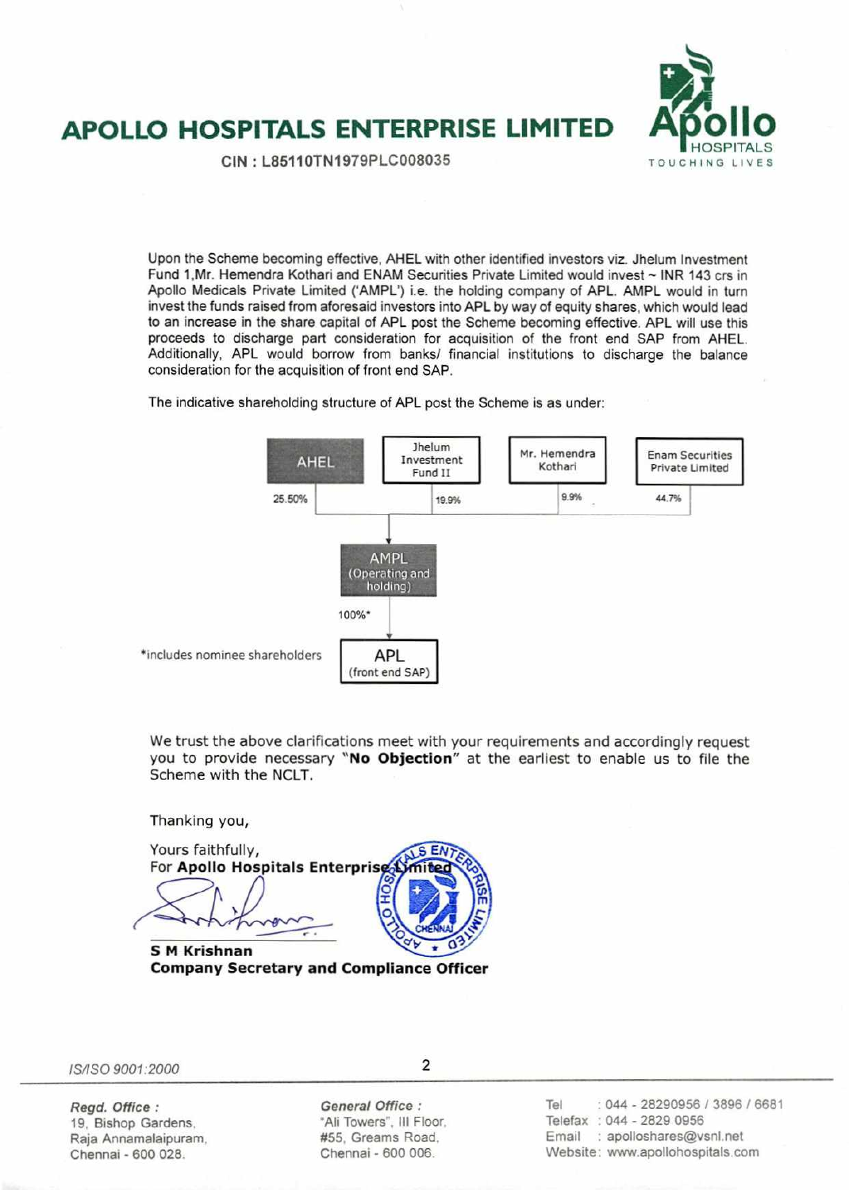# APOLLO HOSPITALS ENTERPRISE LIMITED

CIN : L85110TN1979PLC008035

Upon the Scheme becoming effective, AHEL with other identified investors viz. Jhelum Investment Fund 1,Mr. Hemendra Kothari and ENAM Securities Private Limited would invest ~ INR 143 crs in Apollo Medicals Private Limited ('AMPL') i.e. the holding company of APL. AMPL would in turn invest the funds raised from aforesaid investors into APL by way of equity shares, which would lead to an increase in the share capital of APL post the Scheme becoming effective. APL will use this proceeds to discharge part consideration for acquisition of the front end SAP from AHEL. Additionally, APL would borrow from banks/ financial institutions to discharge the balance consideration for the acquisition of front end SAP.

The indicative shareholding structure of APL post the Scheme is as under:

AHEL
25.50%

Jhelum Investment Fund II
19.9%

Mr. Hemendra Kothari
9.9%

Enam Securities Private Limited
44.7%

AMPL (Operating and holding)

100%*

APL (front end SAP)

*includes nominee shareholders

We trust the above clarifications meet with your requirements and accordingly request you to provide necessary "**No Objection**" at the earliest to enable us to file the Scheme with the NCLT.

Thanking you,

Yours faithfully,
For **Apollo Hospitals Enterprise Limited**

**S M Krishnan**
**Company Secretary and Compliance Officer**

IS/ISO 9001:2000

**Regd. Office :** 19, Bishop Gardens, Raja Annamalaipuram, Chennai - 600 028.

**General Office :** "Ali Towers", III Floor, #55, Greams Road, Chennai - 600 006.

Tel : 044 - 28290956 / 3896 / 6681
Telefax : 044 - 2829 0956
Email : apolloshares@vsnl.net
Website : www.apollohospitals.com